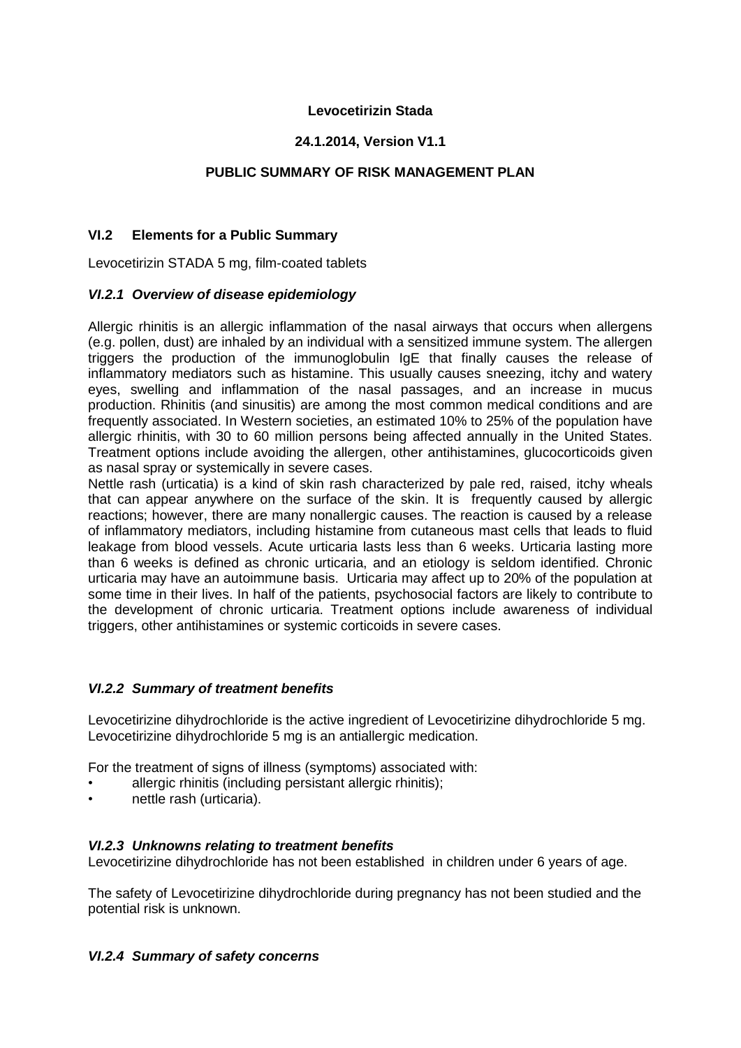**Levocetirizin Stada**

**24.1.2014, Version V1.1**

**PUBLIC SUMMARY OF RISK MANAGEMENT PLAN**

## VI.2 Elements for a Public Summary

Levocetirizin STADA 5 mg, film-coated tablets

### *VI.2.1 Overview of disease epidemiology*

Allergic rhinitis is an allergic inflammation of the nasal airways that occurs when allergens (e.g. pollen, dust) are inhaled by an individual with a sensitized immune system. The allergen triggers the production of the immunoglobulin IgE that finally causes the release of inflammatory mediators such as histamine. This usually causes sneezing, itchy and watery eyes, swelling and inflammation of the nasal passages, and an increase in mucus production. Rhinitis (and sinusitis) are among the most common medical conditions and are frequently associated. In Western societies, an estimated 10% to 25% of the population have allergic rhinitis, with 30 to 60 million persons being affected annually in the United States. Treatment options include avoiding the allergen, other antihistamines, glucocorticoids given as nasal spray or systemically in severe cases.

Nettle rash (urticatia) is a kind of skin rash characterized by pale red, raised, itchy wheals that can appear anywhere on the surface of the skin. It is frequently caused by allergic reactions; however, there are many nonallergic causes. The reaction is caused by a release of inflammatory mediators, including histamine from cutaneous mast cells that leads to fluid leakage from blood vessels. Acute urticaria lasts less than 6 weeks. Urticaria lasting more than 6 weeks is defined as chronic urticaria, and an etiology is seldom identified. Chronic urticaria may have an autoimmune basis. Urticaria may affect up to 20% of the population at some time in their lives. In half of the patients, psychosocial factors are likely to contribute to the development of chronic urticaria. Treatment options include awareness of individual triggers, other antihistamines or systemic corticoids in severe cases.

### *VI.2.2 Summary of treatment benefits*

Levocetirizine dihydrochloride is the active ingredient of Levocetirizine dihydrochloride 5 mg. Levocetirizine dihydrochloride 5 mg is an antiallergic medication.

For the treatment of signs of illness (symptoms) associated with:

- allergic rhinitis (including persistant allergic rhinitis);
- nettle rash (urticaria).

### *VI.2.3 Unknowns relating to treatment benefits*

Levocetirizine dihydrochloride has not been established in children under 6 years of age.

The safety of Levocetirizine dihydrochloride during pregnancy has not been studied and the potential risk is unknown.

### *VI.2.4 Summary of safety concerns*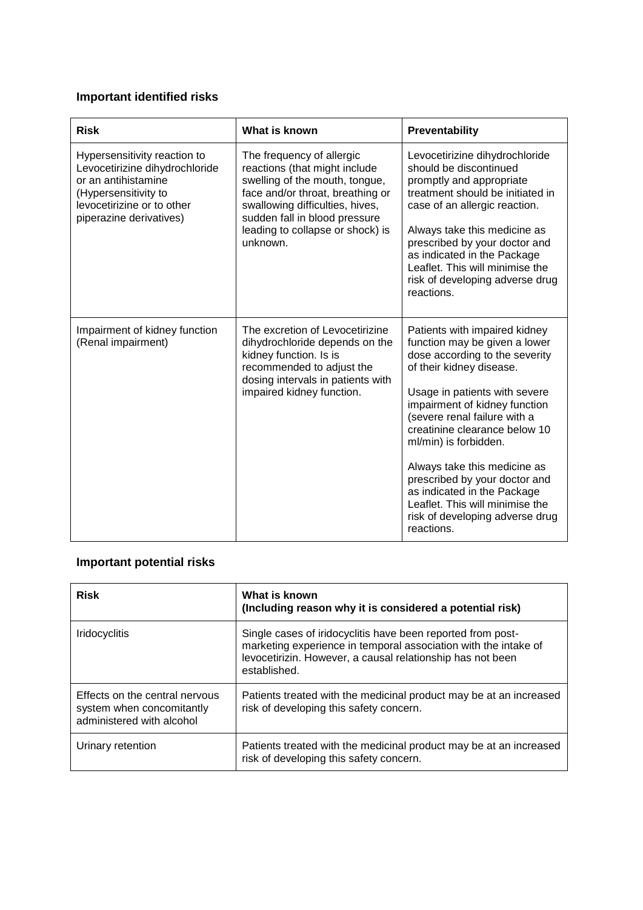## Important identified risks

| Risk | What is known | Preventability |
|---|---|---|
| Hypersensitivity reaction to Levocetirizine dihydrochloride or an antihistamine (Hypersensitivity to levocetirizine or to other piperazine derivatives) | The frequency of allergic reactions (that might include swelling of the mouth, tongue, face and/or throat, breathing or swallowing difficulties, hives, sudden fall in blood pressure leading to collapse or shock) is unknown. | Levocetirizine dihydrochloride should be discontinued promptly and appropriate treatment should be initiated in case of an allergic reaction.<br><br>Always take this medicine as prescribed by your doctor and as indicated in the Package Leaflet. This will minimise the risk of developing adverse drug reactions. |
| Impairment of kidney function (Renal impairment) | The excretion of Levocetirizine dihydrochloride depends on the kidney function. Is is recommended to adjust the dosing intervals in patients with impaired kidney function. | Patients with impaired kidney function may be given a lower dose according to the severity of their kidney disease.<br><br>Usage in patients with severe impairment of kidney function (severe renal failure with a creatinine clearance below 10 ml/min) is forbidden.<br><br>Always take this medicine as prescribed by your doctor and as indicated in the Package Leaflet. This will minimise the risk of developing adverse drug reactions. |

## Important potential risks

| Risk | What is known (Including reason why it is considered a potential risk) |
|---|---|
| Iridocyclitis | Single cases of iridocyclitis have been reported from post-marketing experience in temporal association with the intake of levocetirizin. However, a causal relationship has not been established. |
| Effects on the central nervous system when concomitantly administered with alcohol | Patients treated with the medicinal product may be at an increased risk of developing this safety concern. |
| Urinary retention | Patients treated with the medicinal product may be at an increased risk of developing this safety concern. |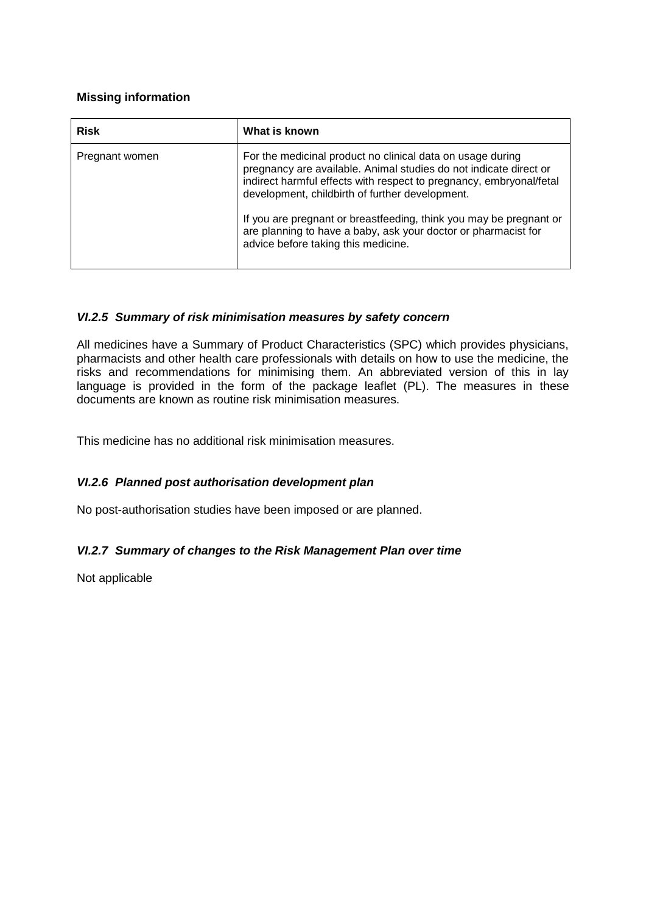**Missing information**

| Risk | What is known |
|---|---|
| Pregnant women | For the medicinal product no clinical data on usage during pregnancy are available. Animal studies do not indicate direct or indirect harmful effects with respect to pregnancy, embryonal/fetal development, childbirth of further development.<br><br>If you are pregnant or breastfeeding, think you may be pregnant or are planning to have a baby, ask your doctor or pharmacist for advice before taking this medicine. |

### *VI.2.5 Summary of risk minimisation measures by safety concern*

All medicines have a Summary of Product Characteristics (SPC) which provides physicians, pharmacists and other health care professionals with details on how to use the medicine, the risks and recommendations for minimising them. An abbreviated version of this in lay language is provided in the form of the package leaflet (PL). The measures in these documents are known as routine risk minimisation measures.

This medicine has no additional risk minimisation measures.

### *VI.2.6 Planned post authorisation development plan*

No post-authorisation studies have been imposed or are planned.

### *VI.2.7 Summary of changes to the Risk Management Plan over time*

Not applicable